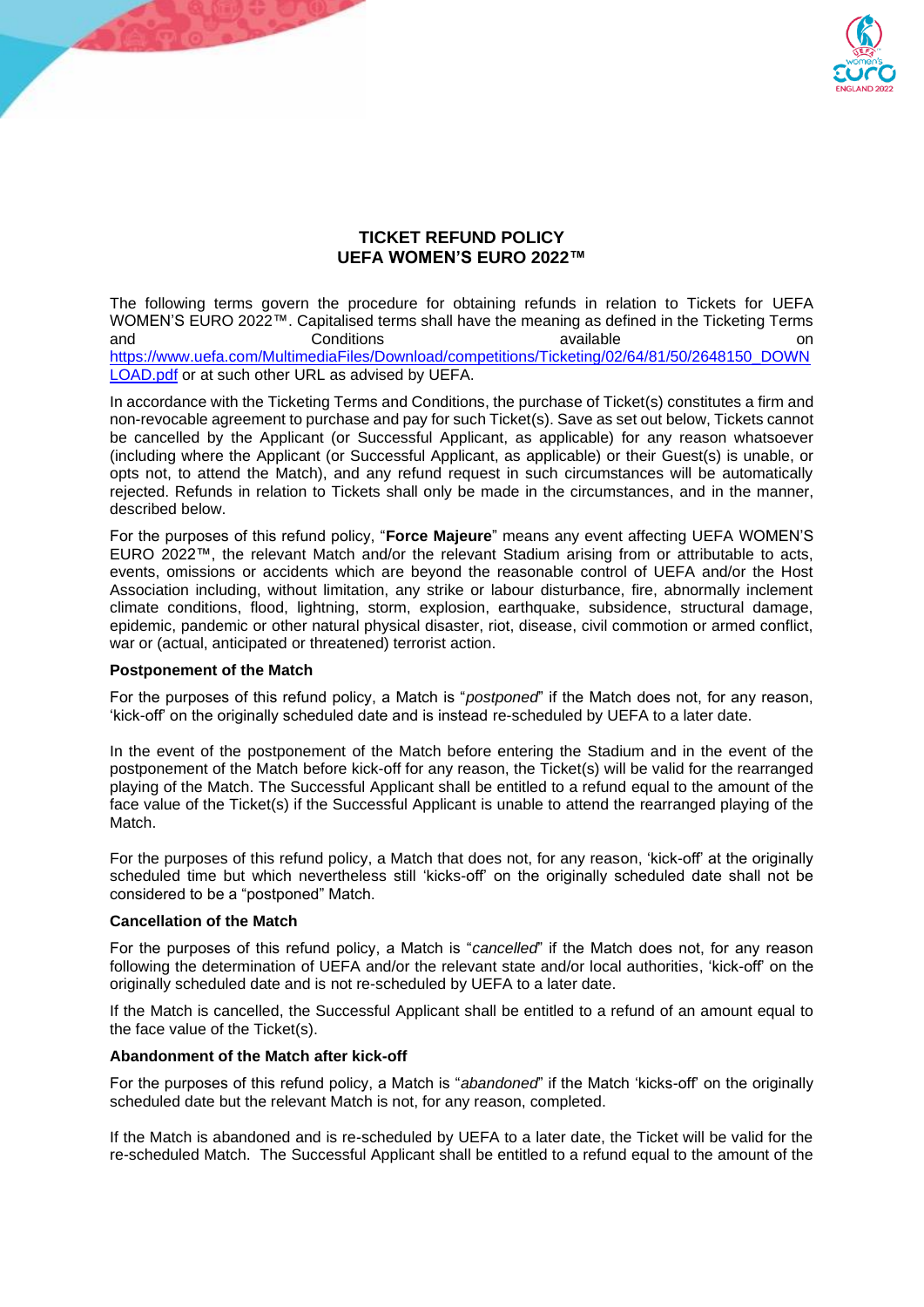# TICKET REFUND POLICY
# UEFA WOMEN'S EURO 2022™

The following terms govern the procedure for obtaining refunds in relation to Tickets for UEFA WOMEN'S EURO 2022™. Capitalised terms shall have the meaning as defined in the Ticketing Terms and Conditions available on https://www.uefa.com/MultimediaFiles/Download/competitions/Ticketing/02/64/81/50/2648150_DOWNLOAD.pdf or at such other URL as advised by UEFA.

In accordance with the Ticketing Terms and Conditions, the purchase of Ticket(s) constitutes a firm and non-revocable agreement to purchase and pay for such Ticket(s). Save as set out below, Tickets cannot be cancelled by the Applicant (or Successful Applicant, as applicable) for any reason whatsoever (including where the Applicant (or Successful Applicant, as applicable) or their Guest(s) is unable, or opts not, to attend the Match), and any refund request in such circumstances will be automatically rejected. Refunds in relation to Tickets shall only be made in the circumstances, and in the manner, described below.

For the purposes of this refund policy, "**Force Majeure**" means any event affecting UEFA WOMEN'S EURO 2022™, the relevant Match and/or the relevant Stadium arising from or attributable to acts, events, omissions or accidents which are beyond the reasonable control of UEFA and/or the Host Association including, without limitation, any strike or labour disturbance, fire, abnormally inclement climate conditions, flood, lightning, storm, explosion, earthquake, subsidence, structural damage, epidemic, pandemic or other natural physical disaster, riot, disease, civil commotion or armed conflict, war or (actual, anticipated or threatened) terrorist action.

**Postponement of the Match**

For the purposes of this refund policy, a Match is "*postponed*" if the Match does not, for any reason, 'kick-off' on the originally scheduled date and is instead re-scheduled by UEFA to a later date.

In the event of the postponement of the Match before entering the Stadium and in the event of the postponement of the Match before kick-off for any reason, the Ticket(s) will be valid for the rearranged playing of the Match. The Successful Applicant shall be entitled to a refund equal to the amount of the face value of the Ticket(s) if the Successful Applicant is unable to attend the rearranged playing of the Match.

For the purposes of this refund policy, a Match that does not, for any reason, 'kick-off' at the originally scheduled time but which nevertheless still 'kicks-off' on the originally scheduled date shall not be considered to be a "postponed" Match.

**Cancellation of the Match**

For the purposes of this refund policy, a Match is "*cancelled*" if the Match does not, for any reason following the determination of UEFA and/or the relevant state and/or local authorities, 'kick-off' on the originally scheduled date and is not re-scheduled by UEFA to a later date.

If the Match is cancelled, the Successful Applicant shall be entitled to a refund of an amount equal to the face value of the Ticket(s).

**Abandonment of the Match after kick-off**

For the purposes of this refund policy, a Match is "*abandoned*" if the Match 'kicks-off' on the originally scheduled date but the relevant Match is not, for any reason, completed.

If the Match is abandoned and is re-scheduled by UEFA to a later date, the Ticket will be valid for the re-scheduled Match. The Successful Applicant shall be entitled to a refund equal to the amount of the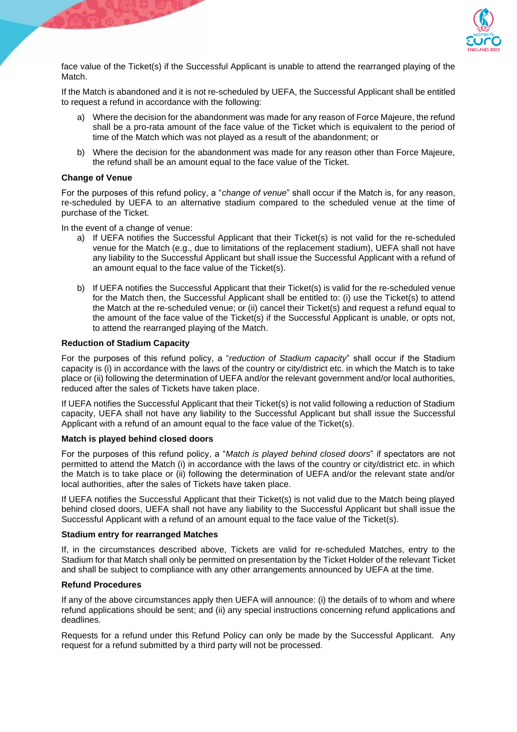face value of the Ticket(s) if the Successful Applicant is unable to attend the rearranged playing of the Match.

If the Match is abandoned and it is not re-scheduled by UEFA, the Successful Applicant shall be entitled to request a refund in accordance with the following:

a) Where the decision for the abandonment was made for any reason of Force Majeure, the refund shall be a pro-rata amount of the face value of the Ticket which is equivalent to the period of time of the Match which was not played as a result of the abandonment; or

b) Where the decision for the abandonment was made for any reason other than Force Majeure, the refund shall be an amount equal to the face value of the Ticket.

**Change of Venue**

For the purposes of this refund policy, a "*change of venue*" shall occur if the Match is, for any reason, re-scheduled by UEFA to an alternative stadium compared to the scheduled venue at the time of purchase of the Ticket.

In the event of a change of venue:

a) If UEFA notifies the Successful Applicant that their Ticket(s) is not valid for the re-scheduled venue for the Match (e.g., due to limitations of the replacement stadium), UEFA shall not have any liability to the Successful Applicant but shall issue the Successful Applicant with a refund of an amount equal to the face value of the Ticket(s).

b) If UEFA notifies the Successful Applicant that their Ticket(s) is valid for the re-scheduled venue for the Match then, the Successful Applicant shall be entitled to: (i) use the Ticket(s) to attend the Match at the re-scheduled venue; or (ii) cancel their Ticket(s) and request a refund equal to the amount of the face value of the Ticket(s) if the Successful Applicant is unable, or opts not, to attend the rearranged playing of the Match.

**Reduction of Stadium Capacity**

For the purposes of this refund policy, a "*reduction of Stadium capacity*" shall occur if the Stadium capacity is (i) in accordance with the laws of the country or city/district etc. in which the Match is to take place or (ii) following the determination of UEFA and/or the relevant government and/or local authorities, reduced after the sales of Tickets have taken place.

If UEFA notifies the Successful Applicant that their Ticket(s) is not valid following a reduction of Stadium capacity, UEFA shall not have any liability to the Successful Applicant but shall issue the Successful Applicant with a refund of an amount equal to the face value of the Ticket(s).

**Match is played behind closed doors**

For the purposes of this refund policy, a "*Match is played behind closed doors*" if spectators are not permitted to attend the Match (i) in accordance with the laws of the country or city/district etc. in which the Match is to take place or (ii) following the determination of UEFA and/or the relevant state and/or local authorities, after the sales of Tickets have taken place.

If UEFA notifies the Successful Applicant that their Ticket(s) is not valid due to the Match being played behind closed doors, UEFA shall not have any liability to the Successful Applicant but shall issue the Successful Applicant with a refund of an amount equal to the face value of the Ticket(s).

**Stadium entry for rearranged Matches**

If, in the circumstances described above, Tickets are valid for re-scheduled Matches, entry to the Stadium for that Match shall only be permitted on presentation by the Ticket Holder of the relevant Ticket and shall be subject to compliance with any other arrangements announced by UEFA at the time.

**Refund Procedures**

If any of the above circumstances apply then UEFA will announce: (i) the details of to whom and where refund applications should be sent; and (ii) any special instructions concerning refund applications and deadlines.

Requests for a refund under this Refund Policy can only be made by the Successful Applicant. Any request for a refund submitted by a third party will not be processed.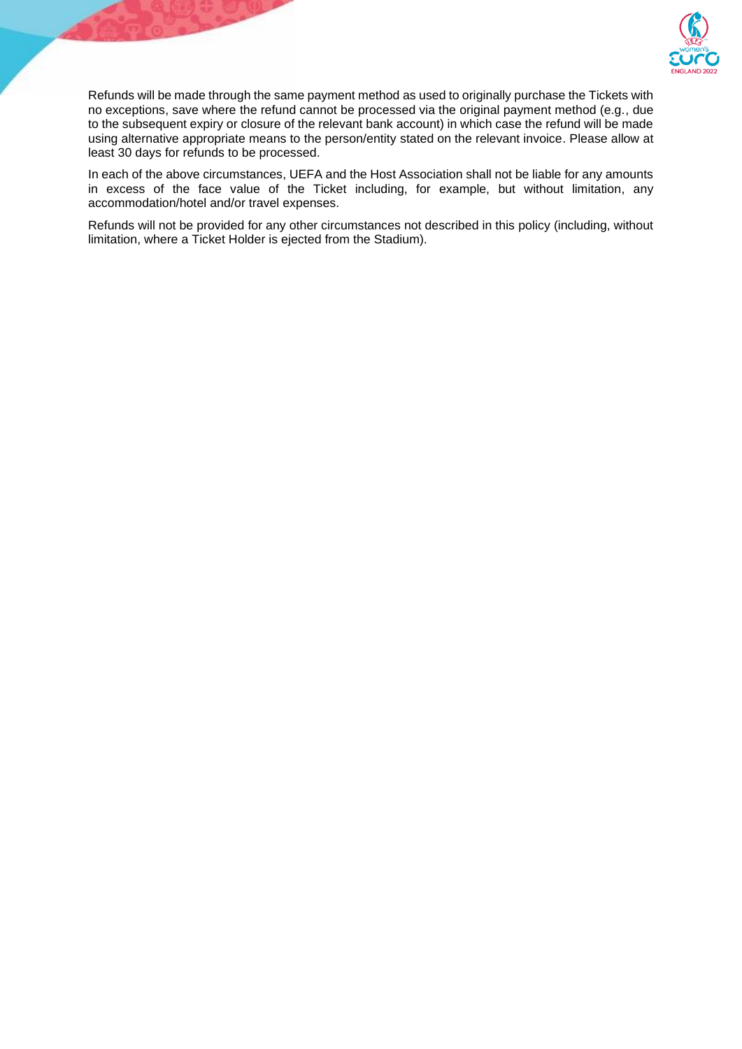Refunds will be made through the same payment method as used to originally purchase the Tickets with no exceptions, save where the refund cannot be processed via the original payment method (e.g., due to the subsequent expiry or closure of the relevant bank account) in which case the refund will be made using alternative appropriate means to the person/entity stated on the relevant invoice. Please allow at least 30 days for refunds to be processed.

In each of the above circumstances, UEFA and the Host Association shall not be liable for any amounts in excess of the face value of the Ticket including, for example, but without limitation, any accommodation/hotel and/or travel expenses.

Refunds will not be provided for any other circumstances not described in this policy (including, without limitation, where a Ticket Holder is ejected from the Stadium).